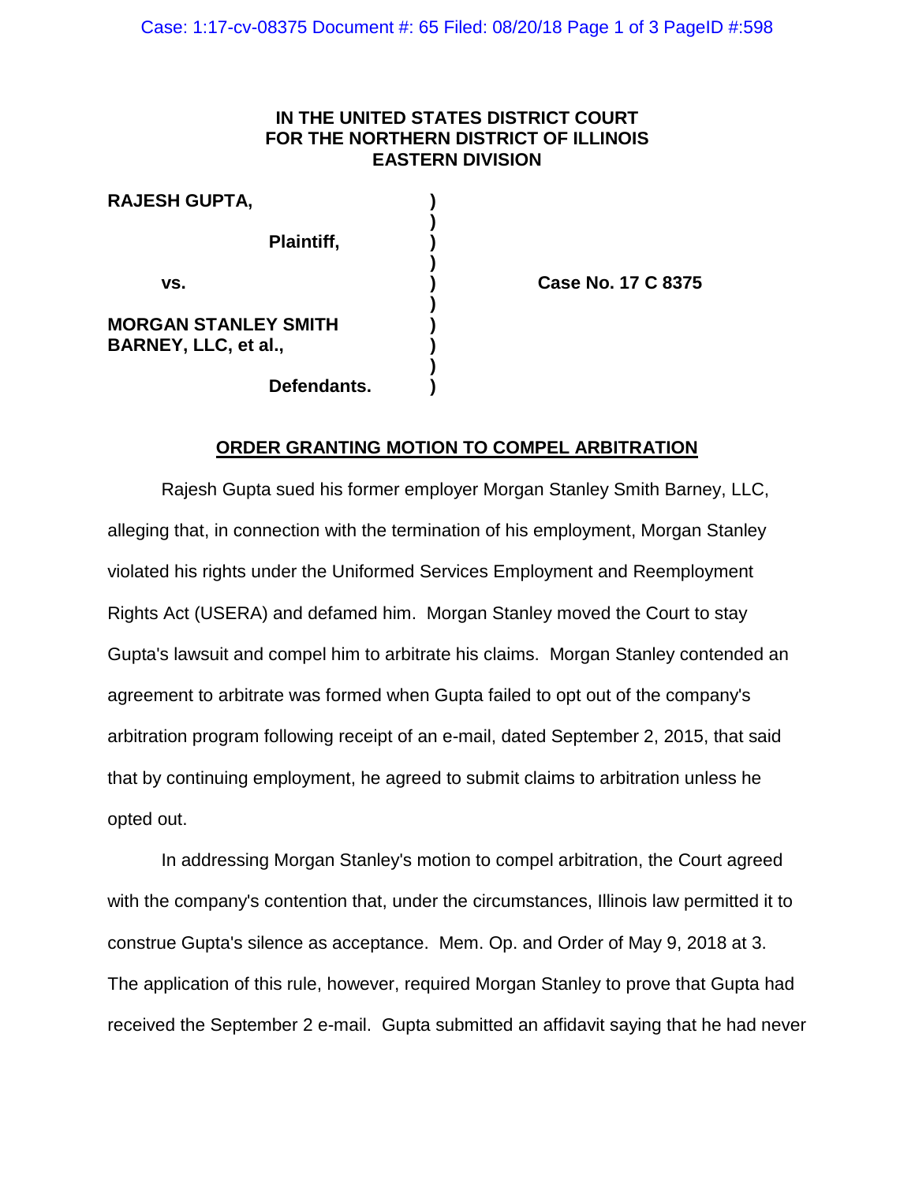**IN THE UNITED STATES DISTRICT COURT**
**FOR THE NORTHERN DISTRICT OF ILLINOIS**
**EASTERN DIVISION**

| | | |
|---|---|---|
| **RAJESH GUPTA,** | ) | |
| | ) | |
| **Plaintiff,** | ) | |
| | ) | |
| **vs.** | ) | **Case No. 17 C 8375** |
| | ) | |
| **MORGAN STANLEY SMITH BARNEY, LLC, et al.,** | ) | |
| | ) | |
| **Defendants.** | ) | |

## ORDER GRANTING MOTION TO COMPEL ARBITRATION

Rajesh Gupta sued his former employer Morgan Stanley Smith Barney, LLC, alleging that, in connection with the termination of his employment, Morgan Stanley violated his rights under the Uniformed Services Employment and Reemployment Rights Act (USERA) and defamed him. Morgan Stanley moved the Court to stay Gupta's lawsuit and compel him to arbitrate his claims. Morgan Stanley contended an agreement to arbitrate was formed when Gupta failed to opt out of the company's arbitration program following receipt of an e-mail, dated September 2, 2015, that said that by continuing employment, he agreed to submit claims to arbitration unless he opted out.

In addressing Morgan Stanley's motion to compel arbitration, the Court agreed with the company's contention that, under the circumstances, Illinois law permitted it to construe Gupta's silence as acceptance. Mem. Op. and Order of May 9, 2018 at 3. The application of this rule, however, required Morgan Stanley to prove that Gupta had received the September 2 e-mail. Gupta submitted an affidavit saying that he had never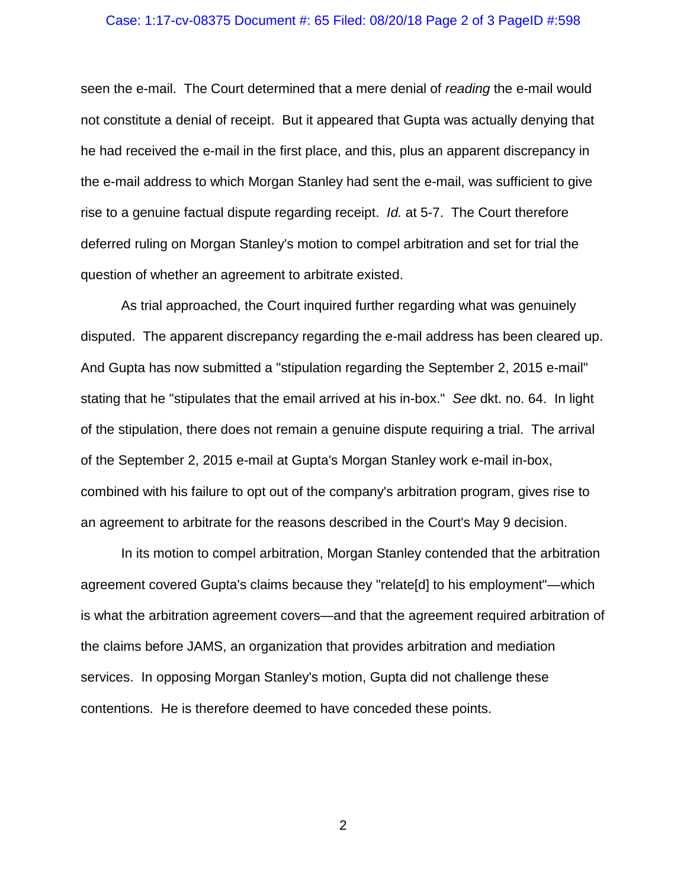seen the e-mail. The Court determined that a mere denial of *reading* the e-mail would not constitute a denial of receipt. But it appeared that Gupta was actually denying that he had received the e-mail in the first place, and this, plus an apparent discrepancy in the e-mail address to which Morgan Stanley had sent the e-mail, was sufficient to give rise to a genuine factual dispute regarding receipt. *Id.* at 5-7. The Court therefore deferred ruling on Morgan Stanley's motion to compel arbitration and set for trial the question of whether an agreement to arbitrate existed.

As trial approached, the Court inquired further regarding what was genuinely disputed. The apparent discrepancy regarding the e-mail address has been cleared up. And Gupta has now submitted a "stipulation regarding the September 2, 2015 e-mail" stating that he "stipulates that the email arrived at his in-box." *See* dkt. no. 64. In light of the stipulation, there does not remain a genuine dispute requiring a trial. The arrival of the September 2, 2015 e-mail at Gupta's Morgan Stanley work e-mail in-box, combined with his failure to opt out of the company's arbitration program, gives rise to an agreement to arbitrate for the reasons described in the Court's May 9 decision.

In its motion to compel arbitration, Morgan Stanley contended that the arbitration agreement covered Gupta's claims because they "relate[d] to his employment"—which is what the arbitration agreement covers—and that the agreement required arbitration of the claims before JAMS, an organization that provides arbitration and mediation services. In opposing Morgan Stanley's motion, Gupta did not challenge these contentions. He is therefore deemed to have conceded these points.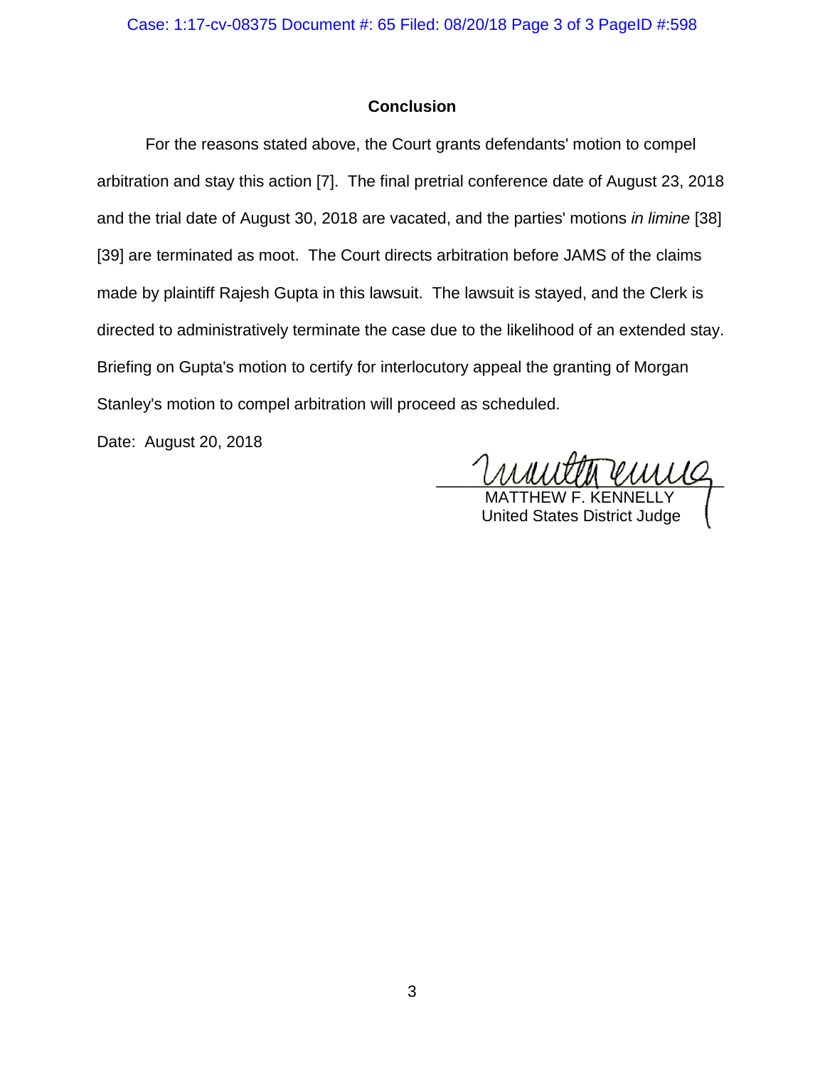## Conclusion

For the reasons stated above, the Court grants defendants' motion to compel arbitration and stay this action [7]. The final pretrial conference date of August 23, 2018 and the trial date of August 30, 2018 are vacated, and the parties' motions *in limine* [38] [39] are terminated as moot. The Court directs arbitration before JAMS of the claims made by plaintiff Rajesh Gupta in this lawsuit. The lawsuit is stayed, and the Clerk is directed to administratively terminate the case due to the likelihood of an extended stay. Briefing on Gupta's motion to certify for interlocutory appeal the granting of Morgan Stanley's motion to compel arbitration will proceed as scheduled.

Date: August 20, 2018

MATTHEW F. KENNELLY
United States District Judge